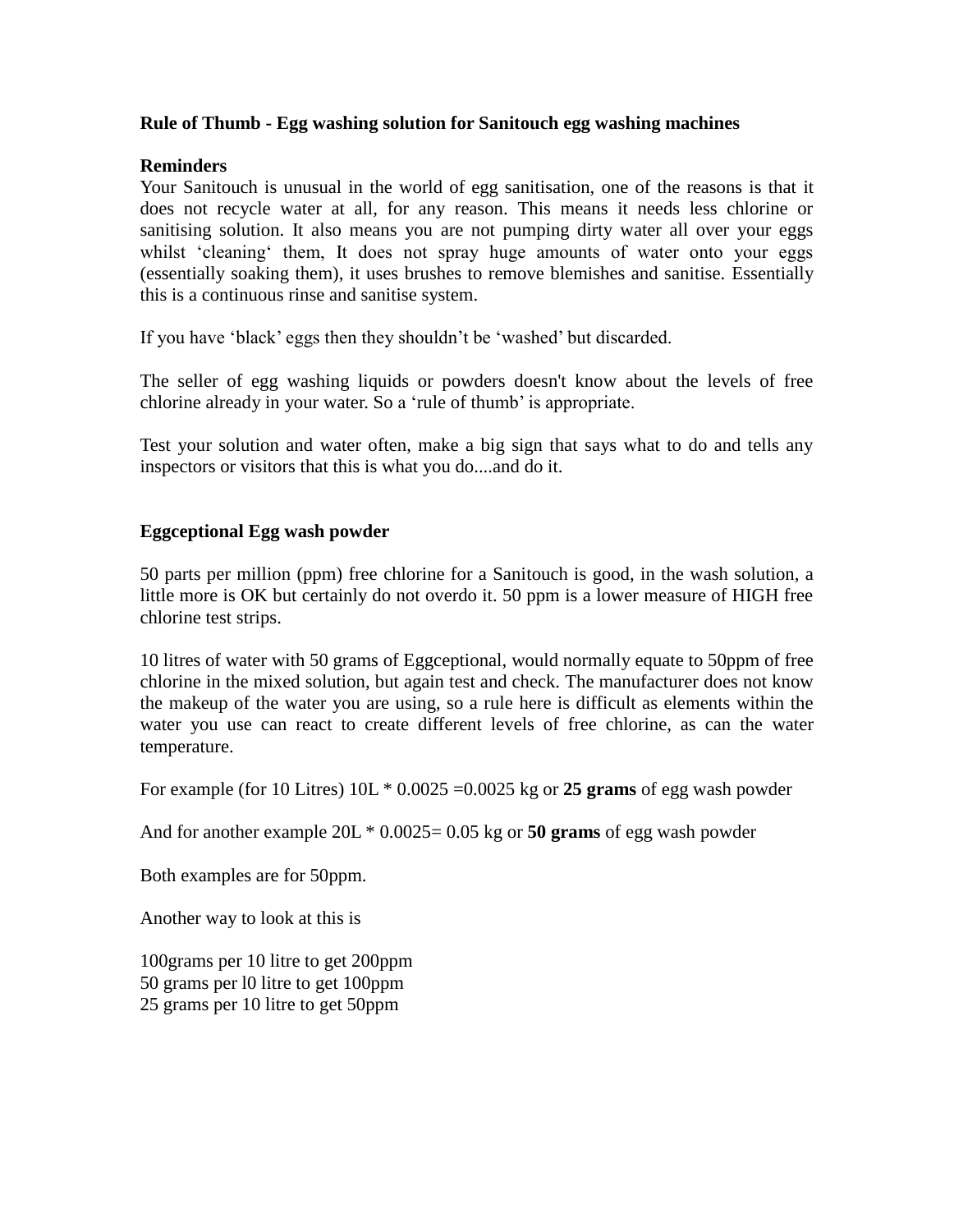**Rule of Thumb - Egg washing solution for Sanitouch egg washing machines**

**Reminders**

Your Sanitouch is unusual in the world of egg sanitisation, one of the reasons is that it does not recycle water at all, for any reason. This means it needs less chlorine or sanitising solution. It also means you are not pumping dirty water all over your eggs whilst 'cleaning' them, It does not spray huge amounts of water onto your eggs (essentially soaking them), it uses brushes to remove blemishes and sanitise. Essentially this is a continuous rinse and sanitise system.

If you have 'black' eggs then they shouldn't be 'washed' but discarded.

The seller of egg washing liquids or powders doesn't know about the levels of free chlorine already in your water. So a 'rule of thumb' is appropriate.

Test your solution and water often, make a big sign that says what to do and tells any inspectors or visitors that this is what you do....and do it.

**Eggceptional Egg wash powder**

50 parts per million (ppm) free chlorine for a Sanitouch is good, in the wash solution, a little more is OK but certainly do not overdo it. 50 ppm is a lower measure of HIGH free chlorine test strips.

10 litres of water with 50 grams of Eggceptional, would normally equate to 50ppm of free chlorine in the mixed solution, but again test and check. The manufacturer does not know the makeup of the water you are using, so a rule here is difficult as elements within the water you use can react to create different levels of free chlorine, as can the water temperature.

For example (for 10 Litres) 10L * 0.0025 =0.0025 kg or **25 grams** of egg wash powder

And for another example 20L * 0.0025= 0.05 kg or **50 grams** of egg wash powder

Both examples are for 50ppm.

Another way to look at this is

100grams per 10 litre to get 200ppm
50 grams per l0 litre to get 100ppm
25 grams per 10 litre to get 50ppm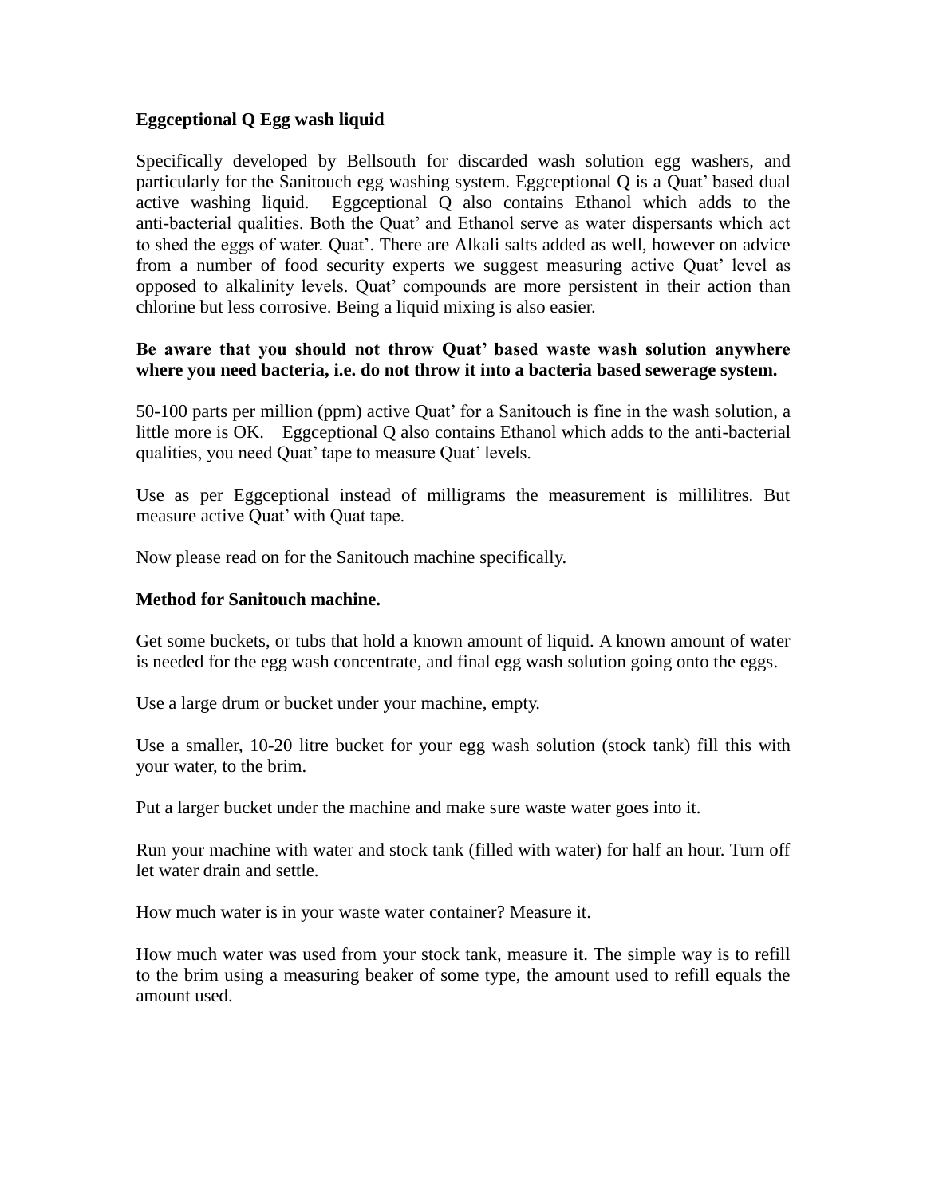**Eggceptional Q Egg wash liquid**

Specifically developed by Bellsouth for discarded wash solution egg washers, and particularly for the Sanitouch egg washing system. Eggceptional Q is a Quat' based dual active washing liquid. Eggceptional Q also contains Ethanol which adds to the anti-bacterial qualities. Both the Quat' and Ethanol serve as water dispersants which act to shed the eggs of water. Quat'. There are Alkali salts added as well, however on advice from a number of food security experts we suggest measuring active Quat' level as opposed to alkalinity levels. Quat' compounds are more persistent in their action than chlorine but less corrosive. Being a liquid mixing is also easier.

**Be aware that you should not throw Quat' based waste wash solution anywhere where you need bacteria, i.e. do not throw it into a bacteria based sewerage system.**

50-100 parts per million (ppm) active Quat' for a Sanitouch is fine in the wash solution, a little more is OK. Eggceptional Q also contains Ethanol which adds to the anti-bacterial qualities, you need Quat' tape to measure Quat' levels.

Use as per Eggceptional instead of milligrams the measurement is millilitres. But measure active Quat' with Quat tape.

Now please read on for the Sanitouch machine specifically.

**Method for Sanitouch machine.**

Get some buckets, or tubs that hold a known amount of liquid. A known amount of water is needed for the egg wash concentrate, and final egg wash solution going onto the eggs.

Use a large drum or bucket under your machine, empty.

Use a smaller, 10-20 litre bucket for your egg wash solution (stock tank) fill this with your water, to the brim.

Put a larger bucket under the machine and make sure waste water goes into it.

Run your machine with water and stock tank (filled with water) for half an hour. Turn off let water drain and settle.

How much water is in your waste water container? Measure it.

How much water was used from your stock tank, measure it. The simple way is to refill to the brim using a measuring beaker of some type, the amount used to refill equals the amount used.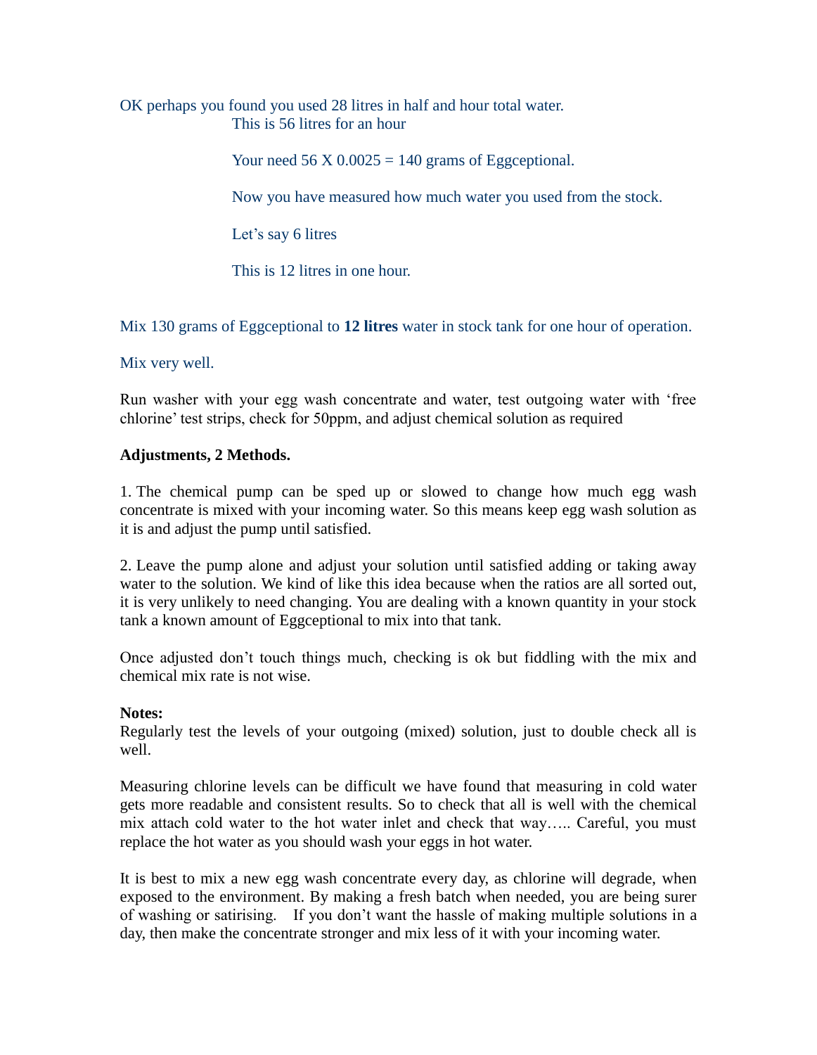OK perhaps you found you used 28 litres in half and hour total water.

This is 56 litres for an hour

Your need 56 X 0.0025 = 140 grams of Eggceptional.

Now you have measured how much water you used from the stock.

Let's say 6 litres

This is 12 litres in one hour.

Mix 130 grams of Eggceptional to **12 litres** water in stock tank for one hour of operation.

Mix very well.

Run washer with your egg wash concentrate and water, test outgoing water with 'free chlorine' test strips, check for 50ppm, and adjust chemical solution as required

**Adjustments, 2 Methods.**

1. The chemical pump can be sped up or slowed to change how much egg wash concentrate is mixed with your incoming water. So this means keep egg wash solution as it is and adjust the pump until satisfied.

2. Leave the pump alone and adjust your solution until satisfied adding or taking away water to the solution. We kind of like this idea because when the ratios are all sorted out, it is very unlikely to need changing. You are dealing with a known quantity in your stock tank a known amount of Eggceptional to mix into that tank.

Once adjusted don't touch things much, checking is ok but fiddling with the mix and chemical mix rate is not wise.

**Notes:**

Regularly test the levels of your outgoing (mixed) solution, just to double check all is well.

Measuring chlorine levels can be difficult we have found that measuring in cold water gets more readable and consistent results. So to check that all is well with the chemical mix attach cold water to the hot water inlet and check that way….. Careful, you must replace the hot water as you should wash your eggs in hot water.

It is best to mix a new egg wash concentrate every day, as chlorine will degrade, when exposed to the environment. By making a fresh batch when needed, you are being surer of washing or satirising. If you don't want the hassle of making multiple solutions in a day, then make the concentrate stronger and mix less of it with your incoming water.